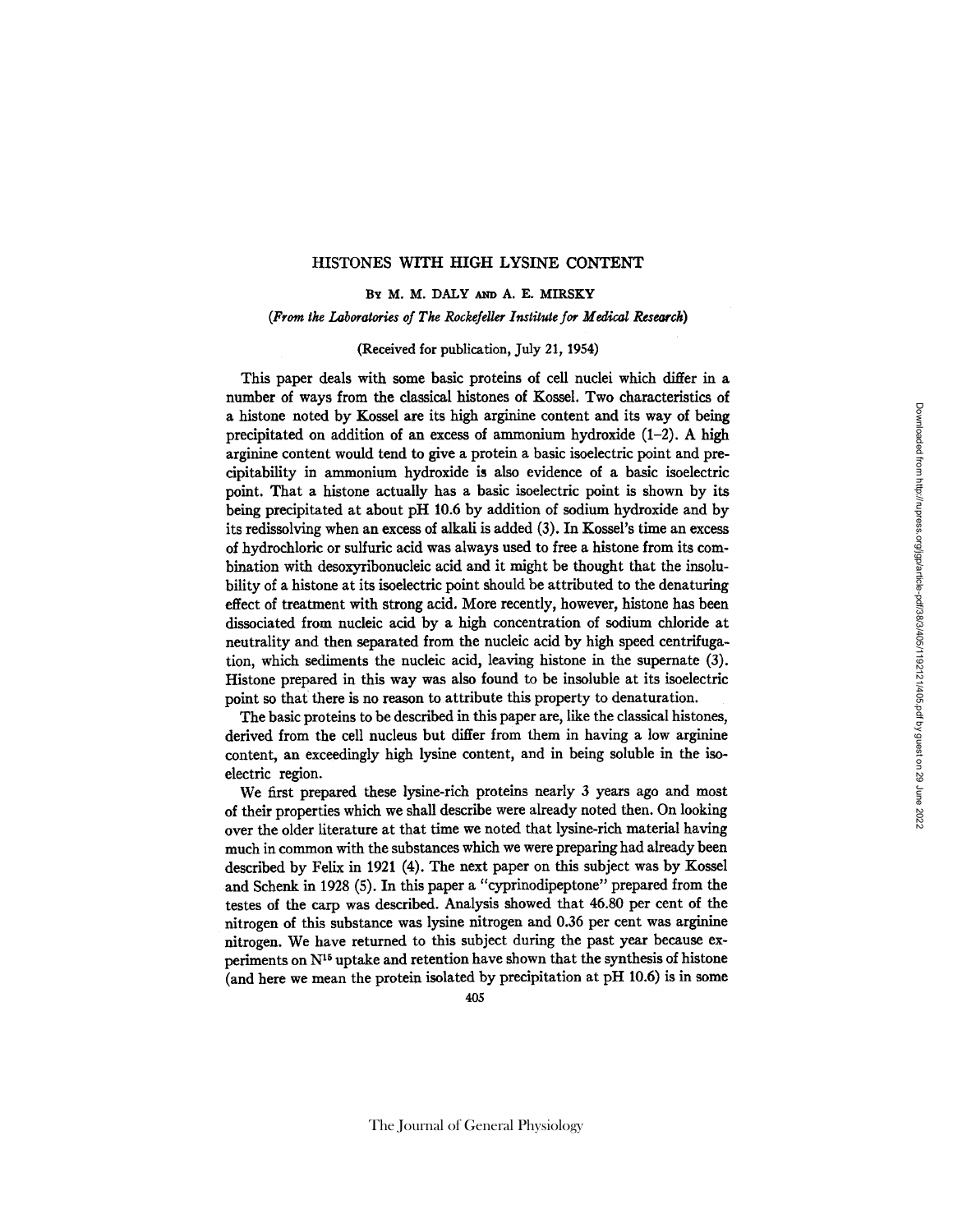# HISTONES WITH HIGH LYSINE CONTENT

By M. M. Daly and A. E. Mirsky

*(From the Laboratories of The Rockefeller Institute for Medical Research)*

(Received for publication, July 21, 1954)

This paper deals with some basic proteins of cell nuclei which differ in a number of ways from the classical histones of Kossel. Two characteristics of a histone noted by Kossel are its high arginine content and its way of being precipitated on addition of an excess of ammonium hydroxide (1–2). A high arginine content would tend to give a protein a basic isoelectric point and precipitability in ammonium hydroxide is also evidence of a basic isoelectric point. That a histone actually has a basic isoelectric point is shown by its being precipitated at about pH 10.6 by addition of sodium hydroxide and by its redissolving when an excess of alkali is added (3). In Kossel's time an excess of hydrochloric or sulfuric acid was always used to free a histone from its combination with desoxyribonucleic acid and it might be thought that the insolubility of a histone at its isoelectric point should be attributed to the denaturing effect of treatment with strong acid. More recently, however, histone has been dissociated from nucleic acid by a high concentration of sodium chloride at neutrality and then separated from the nucleic acid by high speed centrifugation, which sediments the nucleic acid, leaving histone in the supernate (3). Histone prepared in this way was also found to be insoluble at its isoelectric point so that there is no reason to attribute this property to denaturation.

The basic proteins to be described in this paper are, like the classical histones, derived from the cell nucleus but differ from them in having a low arginine content, an exceedingly high lysine content, and in being soluble in the isoelectric region.

We first prepared these lysine-rich proteins nearly 3 years ago and most of their properties which we shall describe were already noted then. On looking over the older literature at that time we noted that lysine-rich material having much in common with the substances which we were preparing had already been described by Felix in 1921 (4). The next paper on this subject was by Kossel and Schenk in 1928 (5). In this paper a "cyprinodipeptone" prepared from the testes of the carp was described. Analysis showed that 46.80 per cent of the nitrogen of this substance was lysine nitrogen and 0.36 per cent was arginine nitrogen. We have returned to this subject during the past year because experiments on $N^{15}$ uptake and retention have shown that the synthesis of histone (and here we mean the protein isolated by precipitation at pH 10.6) is in some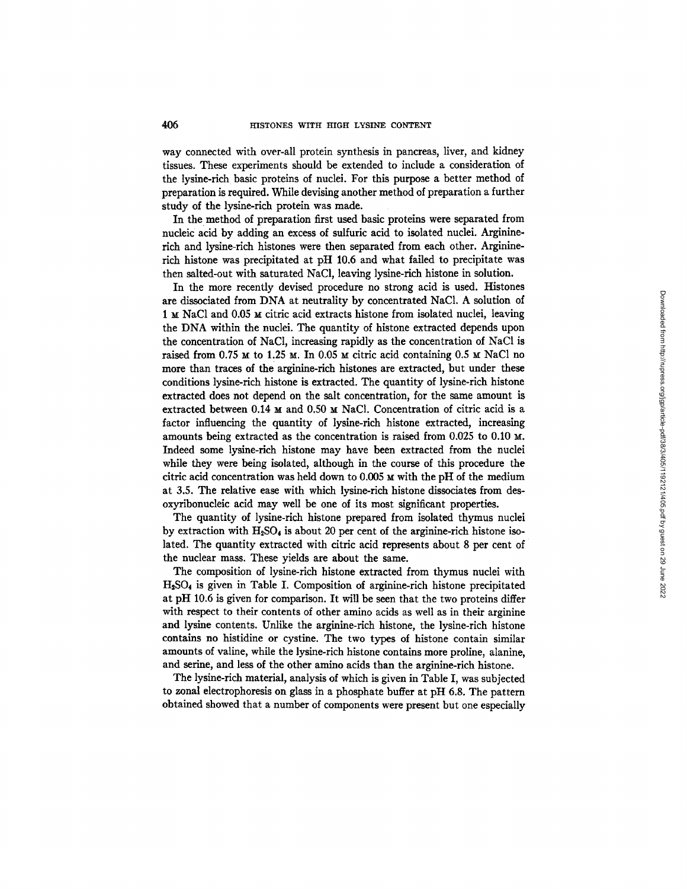way connected with over-all protein synthesis in pancreas, liver, and kidney tissues. These experiments should be extended to include a consideration of the lysine-rich basic proteins of nuclei. For this purpose a better method of preparation is required. While devising another method of preparation a further study of the lysine-rich protein was made.

In the method of preparation first used basic proteins were separated from nucleic acid by adding an excess of sulfuric acid to isolated nuclei. Arginine-rich and lysine-rich histones were then separated from each other. Arginine-rich histone was precipitated at pH 10.6 and what failed to precipitate was then salted-out with saturated NaCl, leaving lysine-rich histone in solution.

In the more recently devised procedure no strong acid is used. Histones are dissociated from DNA at neutrality by concentrated NaCl. A solution of 1 M NaCl and 0.05 M citric acid extracts histone from isolated nuclei, leaving the DNA within the nuclei. The quantity of histone extracted depends upon the concentration of NaCl, increasing rapidly as the concentration of NaCl is raised from 0.75 M to 1.25 M. In 0.05 M citric acid containing 0.5 M NaCl no more than traces of the arginine-rich histones are extracted, but under these conditions lysine-rich histone is extracted. The quantity of lysine-rich histone extracted does not depend on the salt concentration, for the same amount is extracted between 0.14 M and 0.50 M NaCl. Concentration of citric acid is a factor influencing the quantity of lysine-rich histone extracted, increasing amounts being extracted as the concentration is raised from 0.025 to 0.10 M. Indeed some lysine-rich histone may have been extracted from the nuclei while they were being isolated, although in the course of this procedure the citric acid concentration was held down to 0.005 M with the pH of the medium at 3.5. The relative ease with which lysine-rich histone dissociates from desoxyribonucleic acid may well be one of its most significant properties.

The quantity of lysine-rich histone prepared from isolated thymus nuclei by extraction with $H_2SO_4$ is about 20 per cent of the arginine-rich histone isolated. The quantity extracted with citric acid represents about 8 per cent of the nuclear mass. These yields are about the same.

The composition of lysine-rich histone extracted from thymus nuclei with $H_2SO_4$ is given in Table I. Composition of arginine-rich histone precipitated at pH 10.6 is given for comparison. It will be seen that the two proteins differ with respect to their contents of other amino acids as well as in their arginine and lysine contents. Unlike the arginine-rich histone, the lysine-rich histone contains no histidine or cystine. The two types of histone contain similar amounts of valine, while the lysine-rich histone contains more proline, alanine, and serine, and less of the other amino acids than the arginine-rich histone.

The lysine-rich material, analysis of which is given in Table I, was subjected to zonal electrophoresis on glass in a phosphate buffer at pH 6.8. The pattern obtained showed that a number of components were present but one especially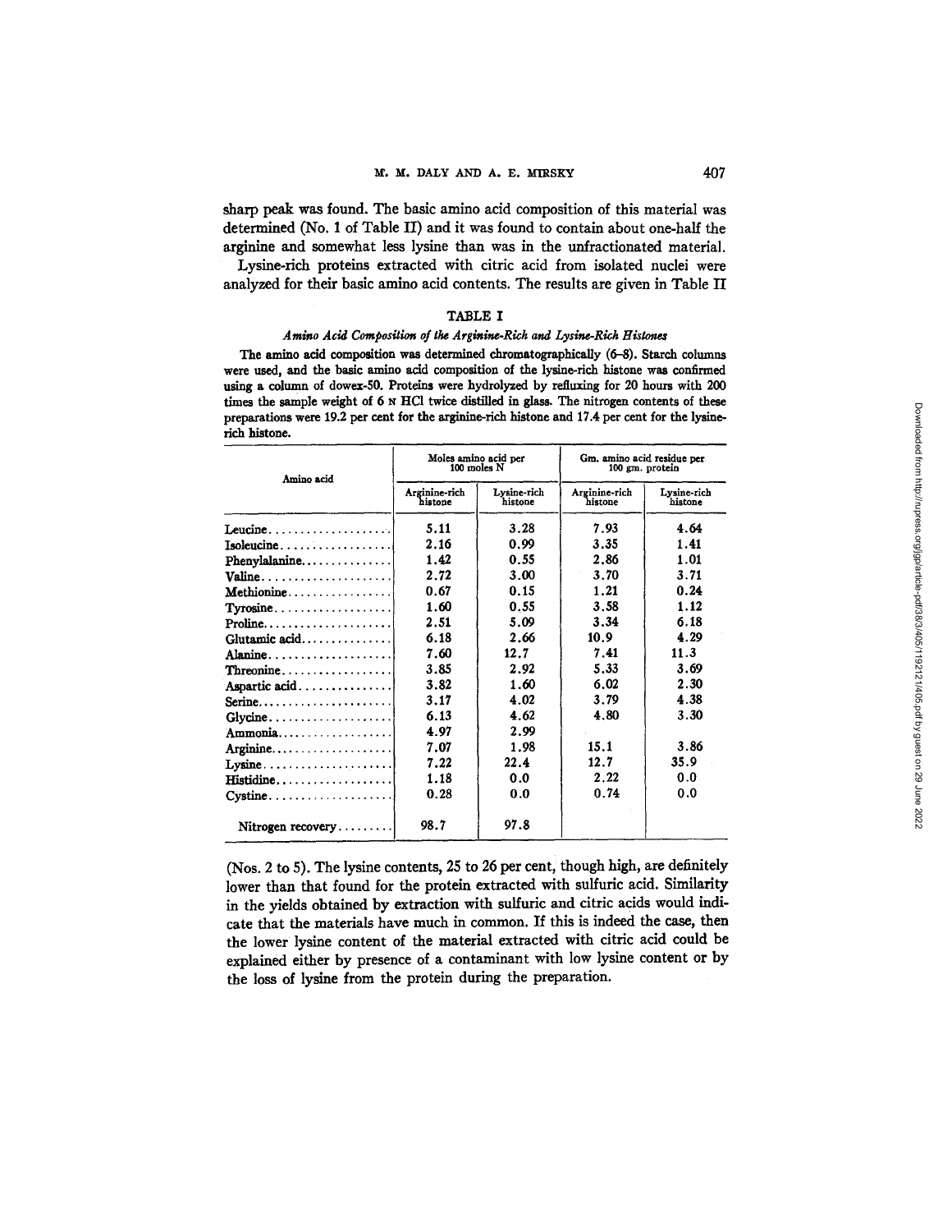sharp peak was found. The basic amino acid composition of this material was determined (No. 1 of Table II) and it was found to contain about one-half the arginine and somewhat less lysine than was in the unfractionated material.

Lysine-rich proteins extracted with citric acid from isolated nuclei were analyzed for their basic amino acid contents. The results are given in Table II

### TABLE I

*Amino Acid Composition of the Arginine-Rich and Lysine-Rich Histones*

The amino acid composition was determined chromatographically (6–8). Starch columns were used, and the basic amino acid composition of the lysine-rich histone was confirmed using a column of dowex-50. Proteins were hydrolyzed by refluxing for 20 hours with 200 times the sample weight of 6 N HCl twice distilled in glass. The nitrogen contents of these preparations were 19.2 per cent for the arginine-rich histone and 17.4 per cent for the lysine-rich histone.

| Amino acid | Moles amino acid per 100 moles N | | Gm. amino acid residue per 100 gm. protein | |
|---|---|---|---|---|
| | Arginine-rich histone | Lysine-rich histone | Arginine-rich histone | Lysine-rich histone |
| Leucine | 5.11 | 3.28 | 7.93 | 4.64 |
| Isoleucine | 2.16 | 0.99 | 3.35 | 1.41 |
| Phenylalanine | 1.42 | 0.55 | 2.86 | 1.01 |
| Valine | 2.72 | 3.00 | 3.70 | 3.71 |
| Methionine | 0.67 | 0.15 | 1.21 | 0.24 |
| Tyrosine | 1.60 | 0.55 | 3.58 | 1.12 |
| Proline | 2.51 | 5.09 | 3.34 | 6.18 |
| Glutamic acid | 6.18 | 2.66 | 10.9 | 4.29 |
| Alanine | 7.60 | 12.7 | 7.41 | 11.3 |
| Threonine | 3.85 | 2.92 | 5.33 | 3.69 |
| Aspartic acid | 3.82 | 1.60 | 6.02 | 2.30 |
| Serine | 3.17 | 4.02 | 3.79 | 4.38 |
| Glycine | 6.13 | 4.62 | 4.80 | 3.30 |
| Ammonia | 4.97 | 2.99 | | |
| Arginine | 7.07 | 1.98 | 15.1 | 3.86 |
| Lysine | 7.22 | 22.4 | 12.7 | 35.9 |
| Histidine | 1.18 | 0.0 | 2.22 | 0.0 |
| Cystine | 0.28 | 0.0 | 0.74 | 0.0 |
| Nitrogen recovery | 98.7 | 97.8 | | |

(Nos. 2 to 5). The lysine contents, 25 to 26 per cent, though high, are definitely lower than that found for the protein extracted with sulfuric acid. Similarity in the yields obtained by extraction with sulfuric and citric acids would indicate that the materials have much in common. If this is indeed the case, then the lower lysine content of the material extracted with citric acid could be explained either by presence of a contaminant with low lysine content or by the loss of lysine from the protein during the preparation.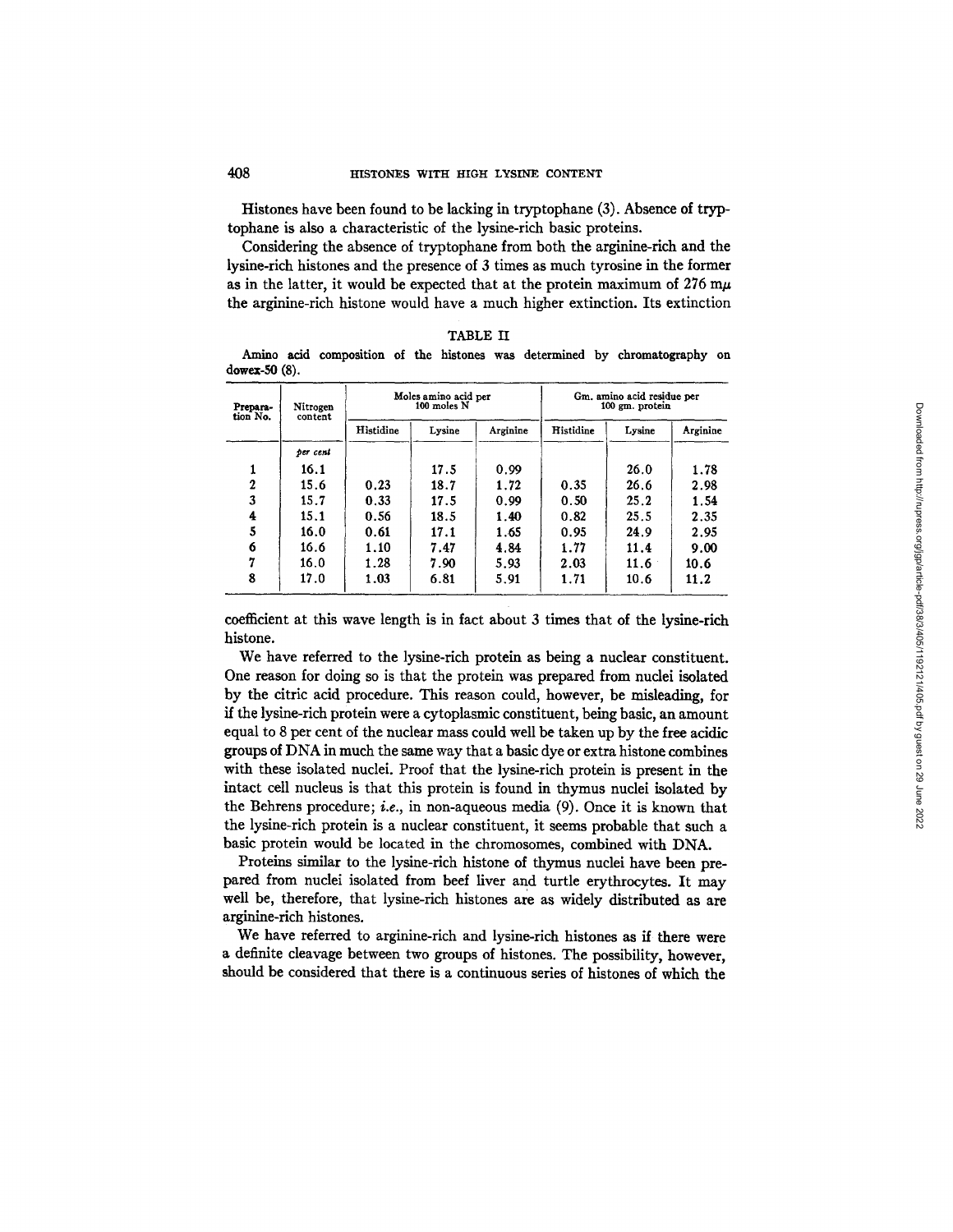Histones have been found to be lacking in tryptophane (3). Absence of tryptophane is also a characteristic of the lysine-rich basic proteins.

Considering the absence of tryptophane from both the arginine-rich and the lysine-rich histones and the presence of 3 times as much tyrosine in the former as in the latter, it would be expected that at the protein maximum of 276 mμ the arginine-rich histone would have a much higher extinction. Its extinction coefficient at this wave length is in fact about 3 times that of the lysine-rich histone.

TABLE II

Amino acid composition of the histones was determined by chromatography on dowex-50 (8).

| Preparation No. | Nitrogen content | Moles amino acid per 100 moles N | | | Gm. amino acid residue per 100 gm. protein | | |
|---|---|---|---|---|---|---|---|
| | | Histidine | Lysine | Arginine | Histidine | Lysine | Arginine |
| | *per cent* | | | | | | |
| 1 | 16.1 | | 17.5 | 0.99 | | 26.0 | 1.78 |
| 2 | 15.6 | 0.23 | 18.7 | 1.72 | 0.35 | 26.6 | 2.98 |
| 3 | 15.7 | 0.33 | 17.5 | 0.99 | 0.50 | 25.2 | 1.54 |
| 4 | 15.1 | 0.56 | 18.5 | 1.40 | 0.82 | 25.5 | 2.35 |
| 5 | 16.0 | 0.61 | 17.1 | 1.65 | 0.95 | 24.9 | 2.95 |
| 6 | 16.6 | 1.10 | 7.47 | 4.84 | 1.77 | 11.4 | 9.00 |
| 7 | 16.0 | 1.28 | 7.90 | 5.93 | 2.03 | 11.6 | 10.6 |
| 8 | 17.0 | 1.03 | 6.81 | 5.91 | 1.71 | 10.6 | 11.2 |

We have referred to the lysine-rich protein as being a nuclear constituent. One reason for doing so is that the protein was prepared from nuclei isolated by the citric acid procedure. This reason could, however, be misleading, for if the lysine-rich protein were a cytoplasmic constituent, being basic, an amount equal to 8 per cent of the nuclear mass could well be taken up by the free acidic groups of DNA in much the same way that a basic dye or extra histone combines with these isolated nuclei. Proof that the lysine-rich protein is present in the intact cell nucleus is that this protein is found in thymus nuclei isolated by the Behrens procedure; *i.e.*, in non-aqueous media (9). Once it is known that the lysine-rich protein is a nuclear constituent, it seems probable that such a basic protein would be located in the chromosomes, combined with DNA.

Proteins similar to the lysine-rich histone of thymus nuclei have been prepared from nuclei isolated from beef liver and turtle erythrocytes. It may well be, therefore, that lysine-rich histones are as widely distributed as are arginine-rich histones.

We have referred to arginine-rich and lysine-rich histones as if there were a definite cleavage between two groups of histones. The possibility, however, should be considered that there is a continuous series of histones of which the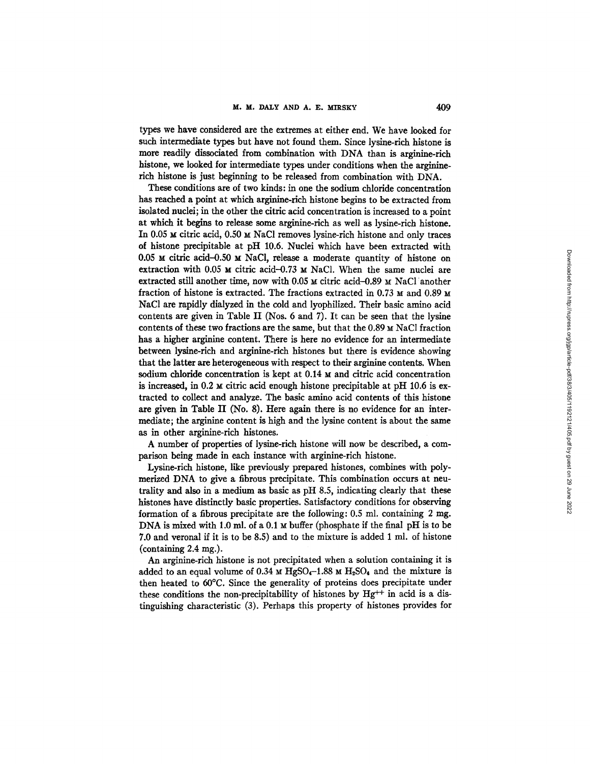types we have considered are the extremes at either end. We have looked for such intermediate types but have not found them. Since lysine-rich histone is more readily dissociated from combination with DNA than is arginine-rich histone, we looked for intermediate types under conditions when the arginine-rich histone is just beginning to be released from combination with DNA.

These conditions are of two kinds: in one the sodium chloride concentration has reached a point at which arginine-rich histone begins to be extracted from isolated nuclei; in the other the citric acid concentration is increased to a point at which it begins to release some arginine-rich as well as lysine-rich histone. In 0.05 M citric acid, 0.50 M NaCl removes lysine-rich histone and only traces of histone precipitable at pH 10.6. Nuclei which have been extracted with 0.05 M citric acid–0.50 M NaCl, release a moderate quantity of histone on extraction with 0.05 M citric acid–0.73 M NaCl. When the same nuclei are extracted still another time, now with 0.05 M citric acid–0.89 M NaCl another fraction of histone is extracted. The fractions extracted in 0.73 M and 0.89 M NaCl are rapidly dialyzed in the cold and lyophilized. Their basic amino acid contents are given in Table II (Nos. 6 and 7). It can be seen that the lysine contents of these two fractions are the same, but that the 0.89 M NaCl fraction has a higher arginine content. There is here no evidence for an intermediate between lysine-rich and arginine-rich histones but there is evidence showing that the latter are heterogeneous with respect to their arginine contents. When sodium chloride concentration is kept at 0.14 M and citric acid concentration is increased, in 0.2 M citric acid enough histone precipitable at pH 10.6 is extracted to collect and analyze. The basic amino acid contents of this histone are given in Table II (No. 8). Here again there is no evidence for an intermediate; the arginine content is high and the lysine content is about the same as in other arginine-rich histones.

A number of properties of lysine-rich histone will now be described, a comparison being made in each instance with arginine-rich histone.

Lysine-rich histone, like previously prepared histones, combines with polymerized DNA to give a fibrous precipitate. This combination occurs at neutrality and also in a medium as basic as pH 8.5, indicating clearly that these histones have distinctly basic properties. Satisfactory conditions for observing formation of a fibrous precipitate are the following: 0.5 ml. containing 2 mg. DNA is mixed with 1.0 ml. of a 0.1 M buffer (phosphate if the final pH is to be 7.0 and veronal if it is to be 8.5) and to the mixture is added 1 ml. of histone (containing 2.4 mg.).

An arginine-rich histone is not precipitated when a solution containing it is added to an equal volume of 0.34 M $HgSO_4$–1.88 M $H_2SO_4$ and the mixture is then heated to 60°C. Since the generality of proteins does precipitate under these conditions the non-precipitability of histones by $Hg^{++}$ in acid is a distinguishing characteristic (3). Perhaps this property of histones provides for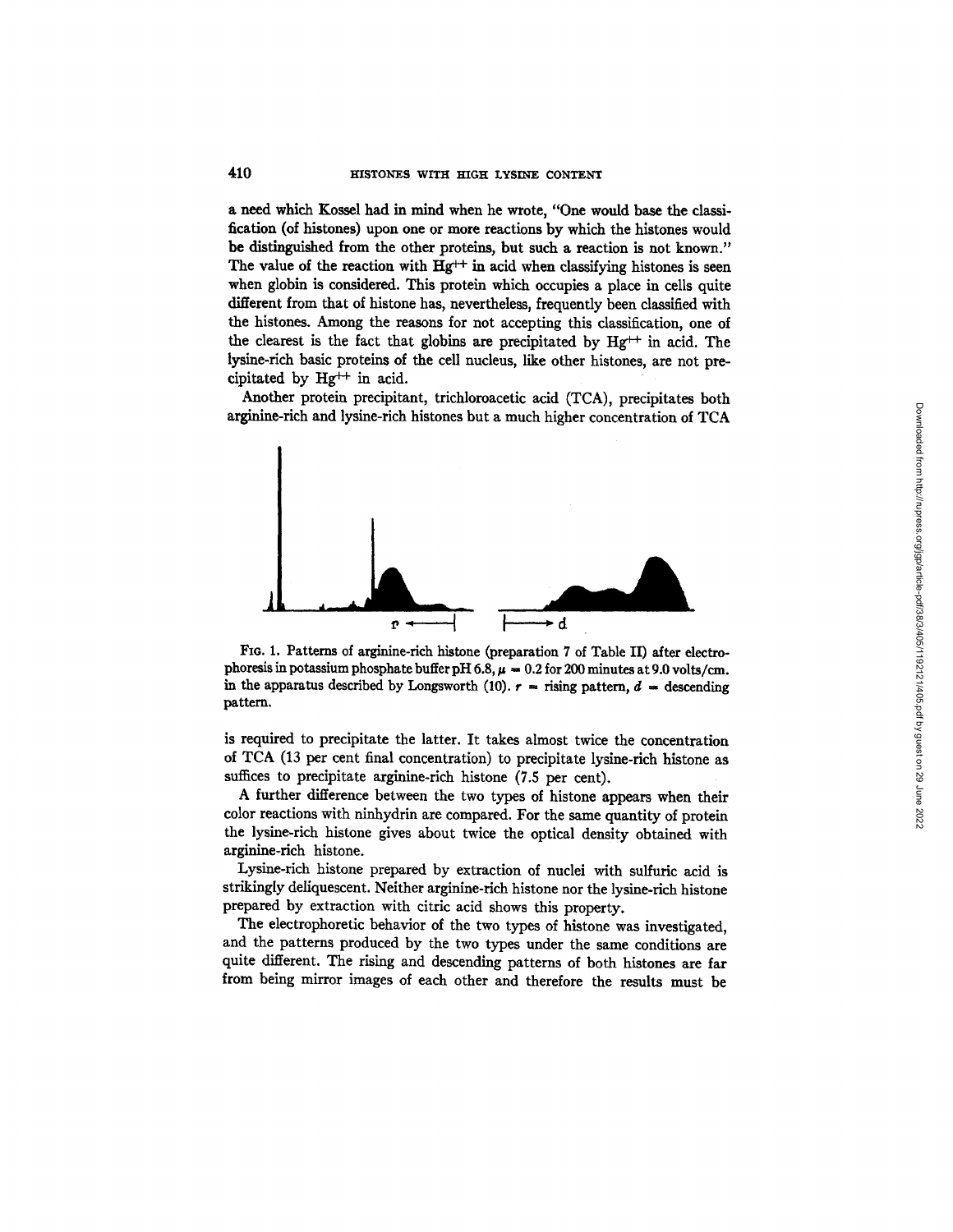a need which Kossel had in mind when he wrote, "One would base the classification (of histones) upon one or more reactions by which the histones would be distinguished from the other proteins, but such a reaction is not known." The value of the reaction with $Hg^{++}$ in acid when classifying histones is seen when globin is considered. This protein which occupies a place in cells quite different from that of histone has, nevertheless, frequently been classified with the histones. Among the reasons for not accepting this classification, one of the clearest is the fact that globins are precipitated by $Hg^{++}$ in acid. The lysine-rich basic proteins of the cell nucleus, like other histones, are not precipitated by $Hg^{++}$ in acid.

Another protein precipitant, trichloroacetic acid (TCA), precipitates both arginine-rich and lysine-rich histones but a much higher concentration of TCA is required to precipitate the latter. It takes almost twice the concentration of TCA (13 per cent final concentration) to precipitate lysine-rich histone as suffices to precipitate arginine-rich histone (7.5 per cent).

FIG. 1. Patterns of arginine-rich histone (preparation 7 of Table II) after electrophoresis in potassium phosphate buffer pH 6.8, $\mu = 0.2$ for 200 minutes at 9.0 volts/cm. in the apparatus described by Longsworth (10). $r$ = rising pattern, $d$ = descending pattern.

A further difference between the two types of histone appears when their color reactions with ninhydrin are compared. For the same quantity of protein the lysine-rich histone gives about twice the optical density obtained with arginine-rich histone.

Lysine-rich histone prepared by extraction of nuclei with sulfuric acid is strikingly deliquescent. Neither arginine-rich histone nor the lysine-rich histone prepared by extraction with citric acid shows this property.

The electrophoretic behavior of the two types of histone was investigated, and the patterns produced by the two types under the same conditions are quite different. The rising and descending patterns of both histones are far from being mirror images of each other and therefore the results must be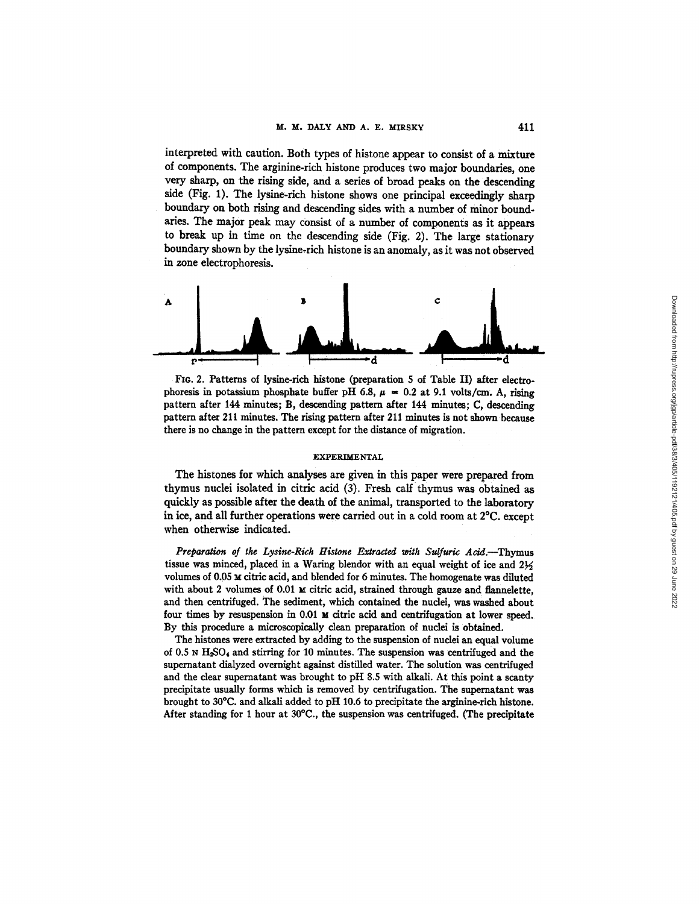interpreted with caution. Both types of histone appear to consist of a mixture of components. The arginine-rich histone produces two major boundaries, one very sharp, on the rising side, and a series of broad peaks on the descending side (Fig. 1). The lysine-rich histone shows one principal exceedingly sharp boundary on both rising and descending sides with a number of minor boundaries. The major peak may consist of a number of components as it appears to break up in time on the descending side (Fig. 2). The large stationary boundary shown by the lysine-rich histone is an anomaly, as it was not observed in zone electrophoresis.

FIG. 2. Patterns of lysine-rich histone (preparation 5 of Table II) after electrophoresis in potassium phosphate buffer pH 6.8, $\mu = 0.2$ at 9.1 volts/cm. A, rising pattern after 144 minutes; B, descending pattern after 144 minutes; C, descending pattern after 211 minutes. The rising pattern after 211 minutes is not shown because there is no change in the pattern except for the distance of migration.

## EXPERIMENTAL

The histones for which analyses are given in this paper were prepared from thymus nuclei isolated in citric acid (3). Fresh calf thymus was obtained as quickly as possible after the death of the animal, transported to the laboratory in ice, and all further operations were carried out in a cold room at 2°C. except when otherwise indicated.

*Preparation of the Lysine-Rich Histone Extracted with Sulfuric Acid.*—Thymus tissue was minced, placed in a Waring blendor with an equal weight of ice and 2½ volumes of 0.05 M citric acid, and blended for 6 minutes. The homogenate was diluted with about 2 volumes of 0.01 M citric acid, strained through gauze and flannelette, and then centrifuged. The sediment, which contained the nuclei, was washed about four times by resuspension in 0.01 M citric acid and centrifugation at lower speed. By this procedure a microscopically clean preparation of nuclei is obtained.

The histones were extracted by adding to the suspension of nuclei an equal volume of 0.5 N $H_2SO_4$ and stirring for 10 minutes. The suspension was centrifuged and the supernatant dialyzed overnight against distilled water. The solution was centrifuged and the clear supernatant was brought to pH 8.5 with alkali. At this point a scanty precipitate usually forms which is removed by centrifugation. The supernatant was brought to 30°C. and alkali added to pH 10.6 to precipitate the arginine-rich histone. After standing for 1 hour at 30°C., the suspension was centrifuged. (The precipitate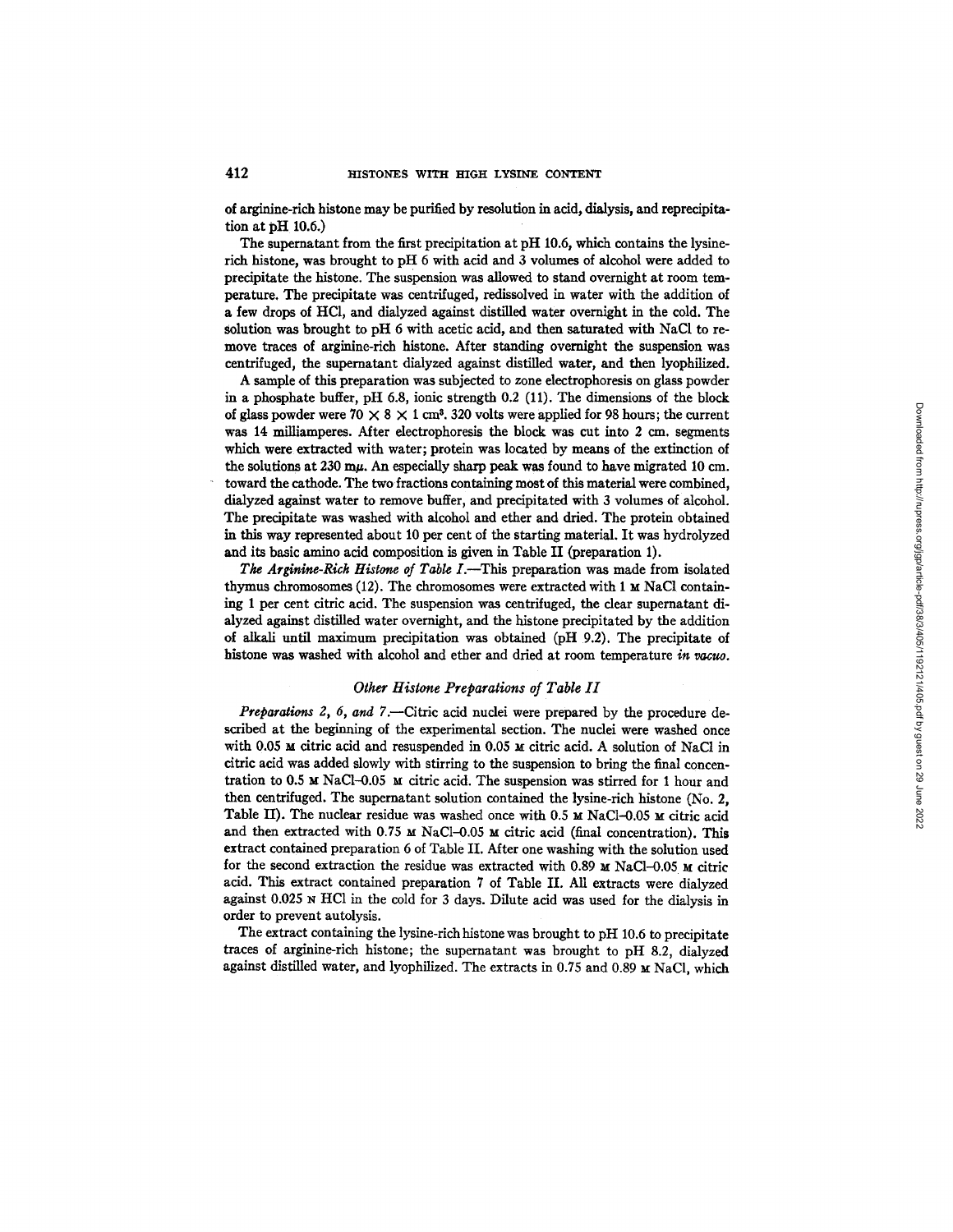of arginine-rich histone may be purified by resolution in acid, dialysis, and reprecipitation at pH 10.6.)

The supernatant from the first precipitation at pH 10.6, which contains the lysine-rich histone, was brought to pH 6 with acid and 3 volumes of alcohol were added to precipitate the histone. The suspension was allowed to stand overnight at room temperature. The precipitate was centrifuged, redissolved in water with the addition of a few drops of HCl, and dialyzed against distilled water overnight in the cold. The solution was brought to pH 6 with acetic acid, and then saturated with NaCl to remove traces of arginine-rich histone. After standing overnight the suspension was centrifuged, the supernatant dialyzed against distilled water, and then lyophilized.

A sample of this preparation was subjected to zone electrophoresis on glass powder in a phosphate buffer, pH 6.8, ionic strength 0.2 (11). The dimensions of the block of glass powder were $70 \times 8 \times 1$ cm$^3$. 320 volts were applied for 98 hours; the current was 14 milliamperes. After electrophoresis the block was cut into 2 cm. segments which were extracted with water; protein was located by means of the extinction of the solutions at 230 mμ. An especially sharp peak was found to have migrated 10 cm. toward the cathode. The two fractions containing most of this material were combined, dialyzed against water to remove buffer, and precipitated with 3 volumes of alcohol. The precipitate was washed with alcohol and ether and dried. The protein obtained in this way represented about 10 per cent of the starting material. It was hydrolyzed and its basic amino acid composition is given in Table II (preparation 1).

*The Arginine-Rich Histone of Table I.*—This preparation was made from isolated thymus chromosomes (12). The chromosomes were extracted with 1 M NaCl containing 1 per cent citric acid. The suspension was centrifuged, the clear supernatant dialyzed against distilled water overnight, and the histone precipitated by the addition of alkali until maximum precipitation was obtained (pH 9.2). The precipitate of histone was washed with alcohol and ether and dried at room temperature *in vacuo*.

### *Other Histone Preparations of Table II*

*Preparations 2, 6, and 7.*—Citric acid nuclei were prepared by the procedure described at the beginning of the experimental section. The nuclei were washed once with 0.05 M citric acid and resuspended in 0.05 M citric acid. A solution of NaCl in citric acid was added slowly with stirring to the suspension to bring the final concentration to 0.5 M NaCl–0.05 M citric acid. The suspension was stirred for 1 hour and then centrifuged. The supernatant solution contained the lysine-rich histone (No. 2, Table II). The nuclear residue was washed once with 0.5 M NaCl–0.05 M citric acid and then extracted with 0.75 M NaCl–0.05 M citric acid (final concentration). This extract contained preparation 6 of Table II. After one washing with the solution used for the second extraction the residue was extracted with 0.89 M NaCl–0.05 M citric acid. This extract contained preparation 7 of Table II. All extracts were dialyzed against 0.025 N HCl in the cold for 3 days. Dilute acid was used for the dialysis in order to prevent autolysis.

The extract containing the lysine-rich histone was brought to pH 10.6 to precipitate traces of arginine-rich histone; the supernatant was brought to pH 8.2, dialyzed against distilled water, and lyophilized. The extracts in 0.75 and 0.89 M NaCl, which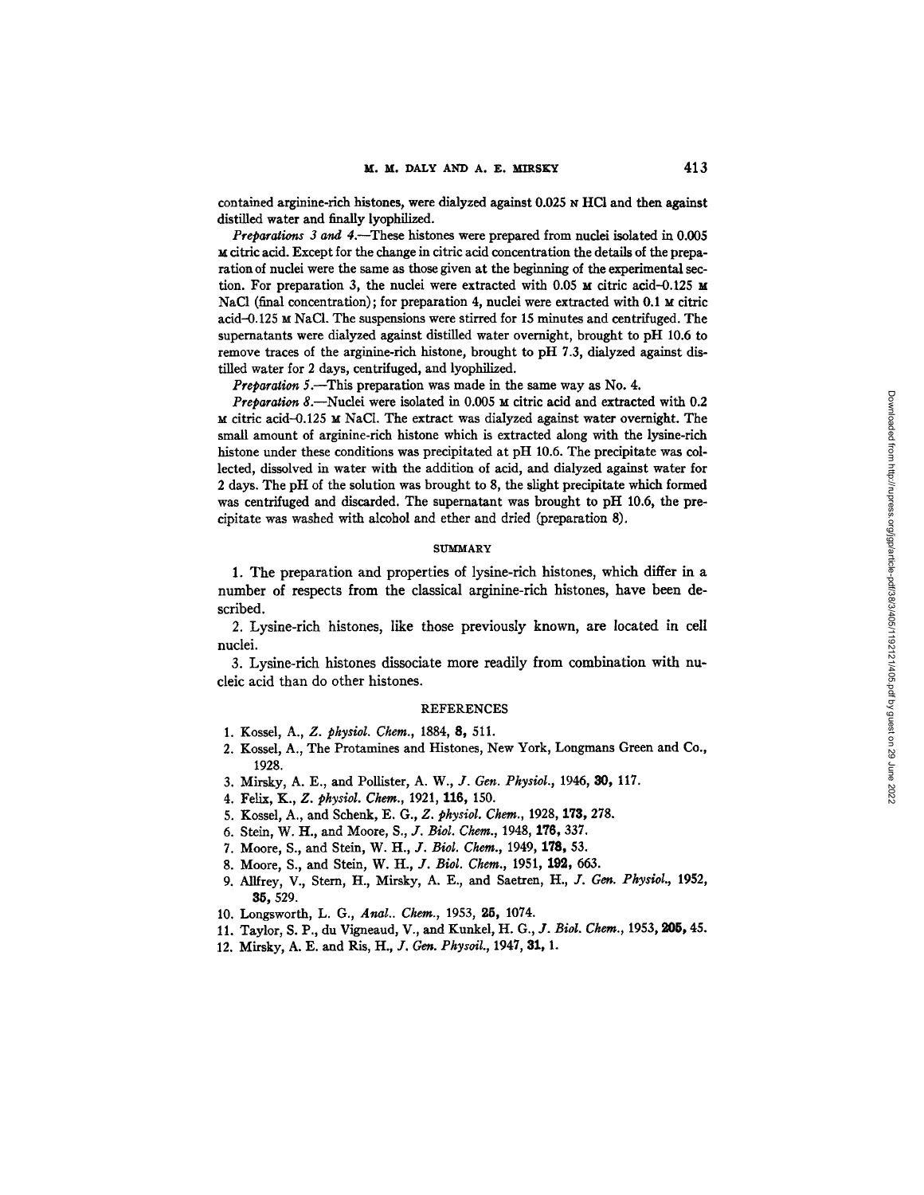contained arginine-rich histones, were dialyzed against 0.025 N HCl and then against distilled water and finally lyophilized.

*Preparations 3 and 4.*—These histones were prepared from nuclei isolated in 0.005 M citric acid. Except for the change in citric acid concentration the details of the preparation of nuclei were the same as those given at the beginning of the experimental section. For preparation 3, the nuclei were extracted with 0.05 M citric acid–0.125 M NaCl (final concentration); for preparation 4, nuclei were extracted with 0.1 M citric acid–0.125 M NaCl. The suspensions were stirred for 15 minutes and centrifuged. The supernatants were dialyzed against distilled water overnight, brought to pH 10.6 to remove traces of the arginine-rich histone, brought to pH 7.3, dialyzed against distilled water for 2 days, centrifuged, and lyophilized.

*Preparation 5.*—This preparation was made in the same way as No. 4.

*Preparation 8.*—Nuclei were isolated in 0.005 M citric acid and extracted with 0.2 M citric acid–0.125 M NaCl. The extract was dialyzed against water overnight. The small amount of arginine-rich histone which is extracted along with the lysine-rich histone under these conditions was precipitated at pH 10.6. The precipitate was collected, dissolved in water with the addition of acid, and dialyzed against water for 2 days. The pH of the solution was brought to 8, the slight precipitate which formed was centrifuged and discarded. The supernatant was brought to pH 10.6, the precipitate was washed with alcohol and ether and dried (preparation 8).

## SUMMARY

1. The preparation and properties of lysine-rich histones, which differ in a number of respects from the classical arginine-rich histones, have been described.

2. Lysine-rich histones, like those previously known, are located in cell nuclei.

3. Lysine-rich histones dissociate more readily from combination with nucleic acid than do other histones.

## REFERENCES

1. Kossel, A., *Z. physiol. Chem.*, 1884, **8**, 511.
2. Kossel, A., The Protamines and Histones, New York, Longmans Green and Co., 1928.
3. Mirsky, A. E., and Pollister, A. W., *J. Gen. Physiol.*, 1946, **30**, 117.
4. Felix, K., *Z. physiol. Chem.*, 1921, **116**, 150.
5. Kossel, A., and Schenk, E. G., *Z. physiol. Chem.*, 1928, **173**, 278.
6. Stein, W. H., and Moore, S., *J. Biol. Chem.*, 1948, **176**, 337.
7. Moore, S., and Stein, W. H., *J. Biol. Chem.*, 1949, **178**, 53.
8. Moore, S., and Stein, W. H., *J. Biol. Chem.*, 1951, **192**, 663.
9. Allfrey, V., Stern, H., Mirsky, A. E., and Saetren, H., *J. Gen. Physiol.*, 1952, **35**, 529.
10. Longsworth, L. G., *Anal.. Chem.*, 1953, **25**, 1074.
11. Taylor, S. P., du Vigneaud, V., and Kunkel, H. G., *J. Biol. Chem.*, 1953, **205**, 45.
12. Mirsky, A. E. and Ris, H., *J. Gen. Physoil.*, 1947, **31**, 1.